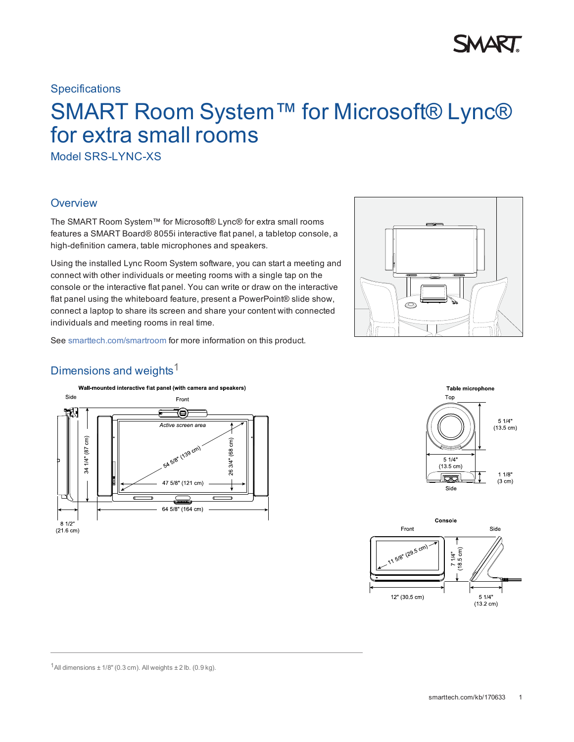Specifications

# SMART Room System™ for Microsoft® Lync® for extra small rooms

Model SRS-LYNC-XS

## Overview

The SMART Room System™ for Microsoft® Lync® for extra small rooms features a SMART Board® 8055i interactive flat panel, a tabletop console, a high-definition camera, table microphones and speakers.

Using the installed Lync Room System software, you can start a meeting and connect with other individuals or meeting rooms with a single tap on the console or the interactive flat panel. You can write or draw on the interactive flat panel using the whiteboard feature, present a PowerPoint® slide show, connect a laptop to share its screen and share your content with connected individuals and meeting rooms in real time.

See smarttech.com/smartroom for more information on this product.

## Dimensions and weights[1]

**Wall-mounted interactive flat panel (with camera and speakers)**

Side — Front

Active screen area

34 1/4" (87 cm)

54 5/8" (139 cm)

26 3/4" (68 cm)

47 5/8" (121 cm)

64 5/8" (164 cm)

8 1/2" (21.6 cm)

**Table microphone**

Top

5 1/4" (13.5 cm)

5 1/4" (13.5 cm)

1 1/8" (3 cm)

Side

**Console**

Front — Side

11 5/8" (29.5 cm)

7 1/4" (18.5 cm)

12" (30.5 cm)

5 1/4" (13.2 cm)

---

[1] All dimensions ± 1/8" (0.3 cm). All weights ± 2 lb. (0.9 kg).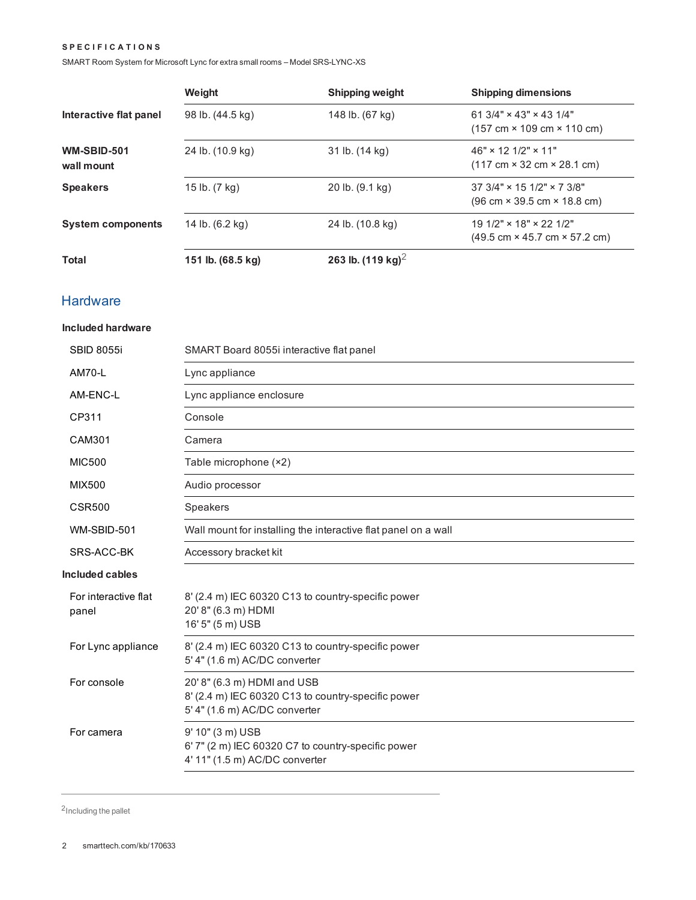SPECIFICATIONS

SMART Room System for Microsoft Lync for extra small rooms – Model SRS-LYNC-XS

| | Weight | Shipping weight | Shipping dimensions |
|---|---|---|---|
| **Interactive flat panel** | 98 lb. (44.5 kg) | 148 lb. (67 kg) | 61 3/4" × 43" × 43 1/4" (157 cm × 109 cm × 110 cm) |
| **WM-SBID-501 wall mount** | 24 lb. (10.9 kg) | 31 lb. (14 kg) | 46" × 12 1/2" × 11" (117 cm × 32 cm × 28.1 cm) |
| **Speakers** | 15 lb. (7 kg) | 20 lb. (9.1 kg) | 37 3/4" × 15 1/2" × 7 3/8" (96 cm × 39.5 cm × 18.8 cm) |
| **System components** | 14 lb. (6.2 kg) | 24 lb. (10.8 kg) | 19 1/2" × 18" × 22 1/2" (49.5 cm × 45.7 cm × 57.2 cm) |
| **Total** | **151 lb. (68.5 kg)** | **263 lb. (119 kg)**[2] | |

## Hardware

**Included hardware**

| | |
|---|---|
| SBID 8055i | SMART Board 8055i interactive flat panel |
| AM70-L | Lync appliance |
| AM-ENC-L | Lync appliance enclosure |
| CP311 | Console |
| CAM301 | Camera |
| MIC500 | Table microphone (×2) |
| MIX500 | Audio processor |
| CSR500 | Speakers |
| WM-SBID-501 | Wall mount for installing the interactive flat panel on a wall |
| SRS-ACC-BK | Accessory bracket kit |

**Included cables**

| | |
|---|---|
| For interactive flat panel | 8' (2.4 m) IEC 60320 C13 to country-specific power<br>20' 8" (6.3 m) HDMI<br>16' 5" (5 m) USB |
| For Lync appliance | 8' (2.4 m) IEC 60320 C13 to country-specific power<br>5' 4" (1.6 m) AC/DC converter |
| For console | 20' 8" (6.3 m) HDMI and USB<br>8' (2.4 m) IEC 60320 C13 to country-specific power<br>5' 4" (1.6 m) AC/DC converter |
| For camera | 9' 10" (3 m) USB<br>6' 7" (2 m) IEC 60320 C7 to country-specific power<br>4' 11" (1.5 m) AC/DC converter |

[2] Including the pallet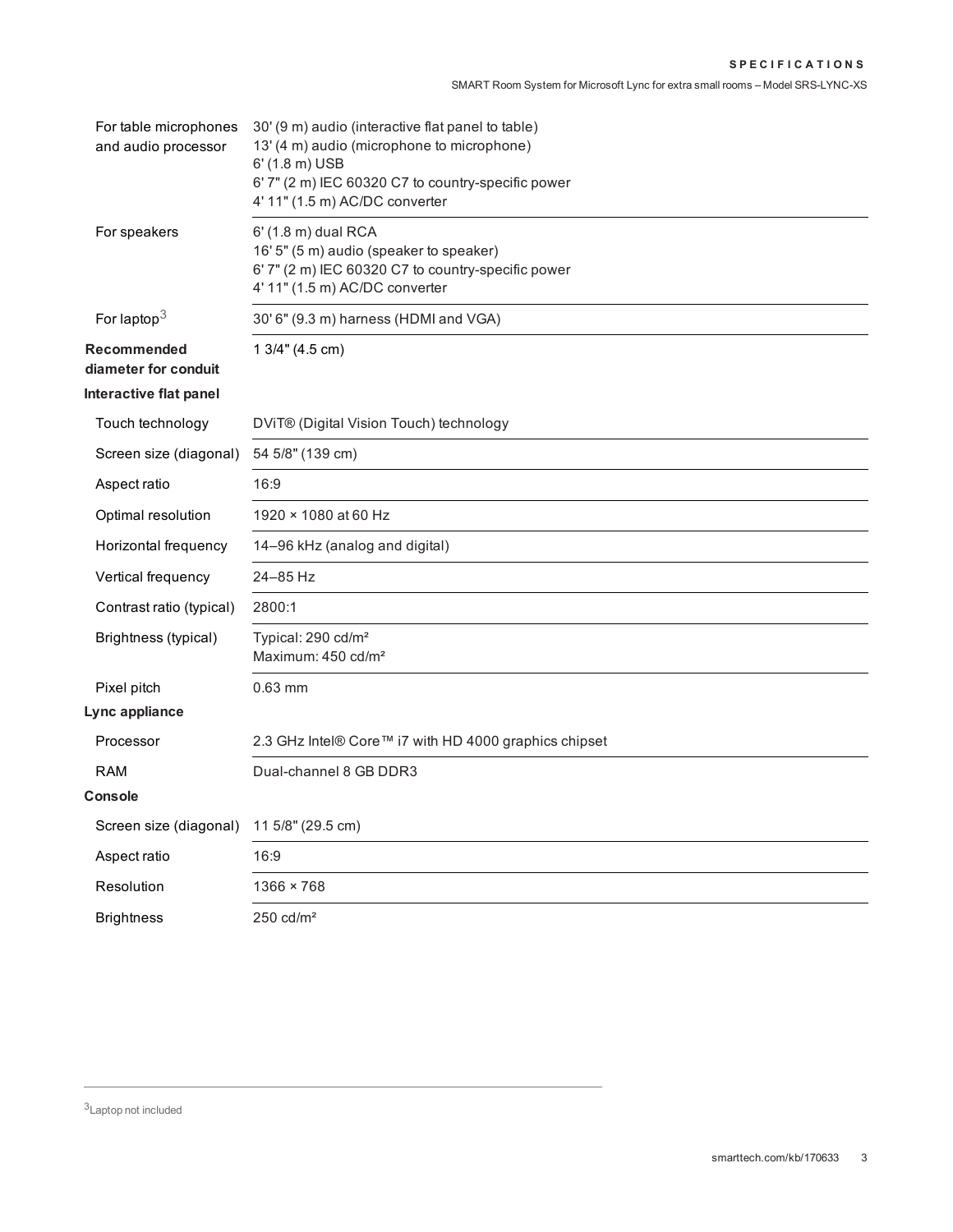| | |
|---|---|
| For table microphones and audio processor | 30' (9 m) audio (interactive flat panel to table)<br>13' (4 m) audio (microphone to microphone)<br>6' (1.8 m) USB<br>6' 7" (2 m) IEC 60320 C7 to country-specific power<br>4' 11" (1.5 m) AC/DC converter |
| For speakers | 6' (1.8 m) dual RCA<br>16' 5" (5 m) audio (speaker to speaker)<br>6' 7" (2 m) IEC 60320 C7 to country-specific power<br>4' 11" (1.5 m) AC/DC converter |
| For laptop[3] | 30' 6" (9.3 m) harness (HDMI and VGA) |
| **Recommended diameter for conduit** | 1 3/4" (4.5 cm) |
| **Interactive flat panel** | |
| Touch technology | DViT® (Digital Vision Touch) technology |
| Screen size (diagonal) | 54 5/8" (139 cm) |
| Aspect ratio | 16:9 |
| Optimal resolution | 1920 × 1080 at 60 Hz |
| Horizontal frequency | 14–96 kHz (analog and digital) |
| Vertical frequency | 24–85 Hz |
| Contrast ratio (typical) | 2800:1 |
| Brightness (typical) | Typical: 290 cd/m²<br>Maximum: 450 cd/m² |
| Pixel pitch | 0.63 mm |
| **Lync appliance** | |
| Processor | 2.3 GHz Intel® Core™ i7 with HD 4000 graphics chipset |
| RAM | Dual-channel 8 GB DDR3 |
| **Console** | |
| Screen size (diagonal) | 11 5/8" (29.5 cm) |
| Aspect ratio | 16:9 |
| Resolution | 1366 × 768 |
| Brightness | 250 cd/m² |

[3] Laptop not included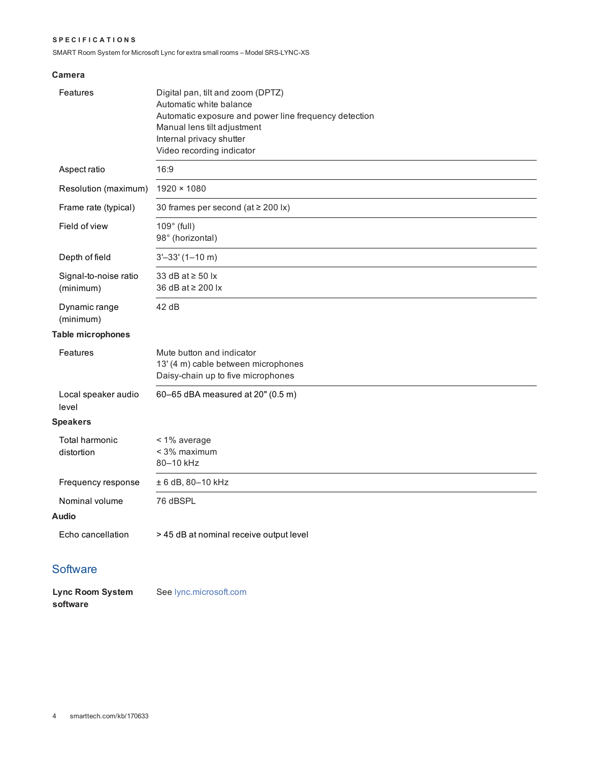### Camera

| | |
|---|---|
| Features | Digital pan, tilt and zoom (DPTZ)<br>Automatic white balance<br>Automatic exposure and power line frequency detection<br>Manual lens tilt adjustment<br>Internal privacy shutter<br>Video recording indicator |
| Aspect ratio | 16:9 |
| Resolution (maximum) | 1920 × 1080 |
| Frame rate (typical) | 30 frames per second (at ≥ 200 lx) |
| Field of view | 109° (full)<br>98° (horizontal) |
| Depth of field | 3'–33' (1–10 m) |
| Signal-to-noise ratio (minimum) | 33 dB at ≥ 50 lx<br>36 dB at ≥ 200 lx |
| Dynamic range (minimum) | 42 dB |

### Table microphones

| | |
|---|---|
| Features | Mute button and indicator<br>13' (4 m) cable between microphones<br>Daisy-chain up to five microphones |
| Local speaker audio level | 60–65 dBA measured at 20" (0.5 m) |

### Speakers

| | |
|---|---|
| Total harmonic distortion | < 1% average<br>< 3% maximum<br>80–10 kHz |
| Frequency response | ± 6 dB, 80–10 kHz |
| Nominal volume | 76 dBSPL |

### Audio

| | |
|---|---|
| Echo cancellation | > 45 dB at nominal receive output level |

## Software

| | |
|---|---|
| **Lync Room System software** | See lync.microsoft.com |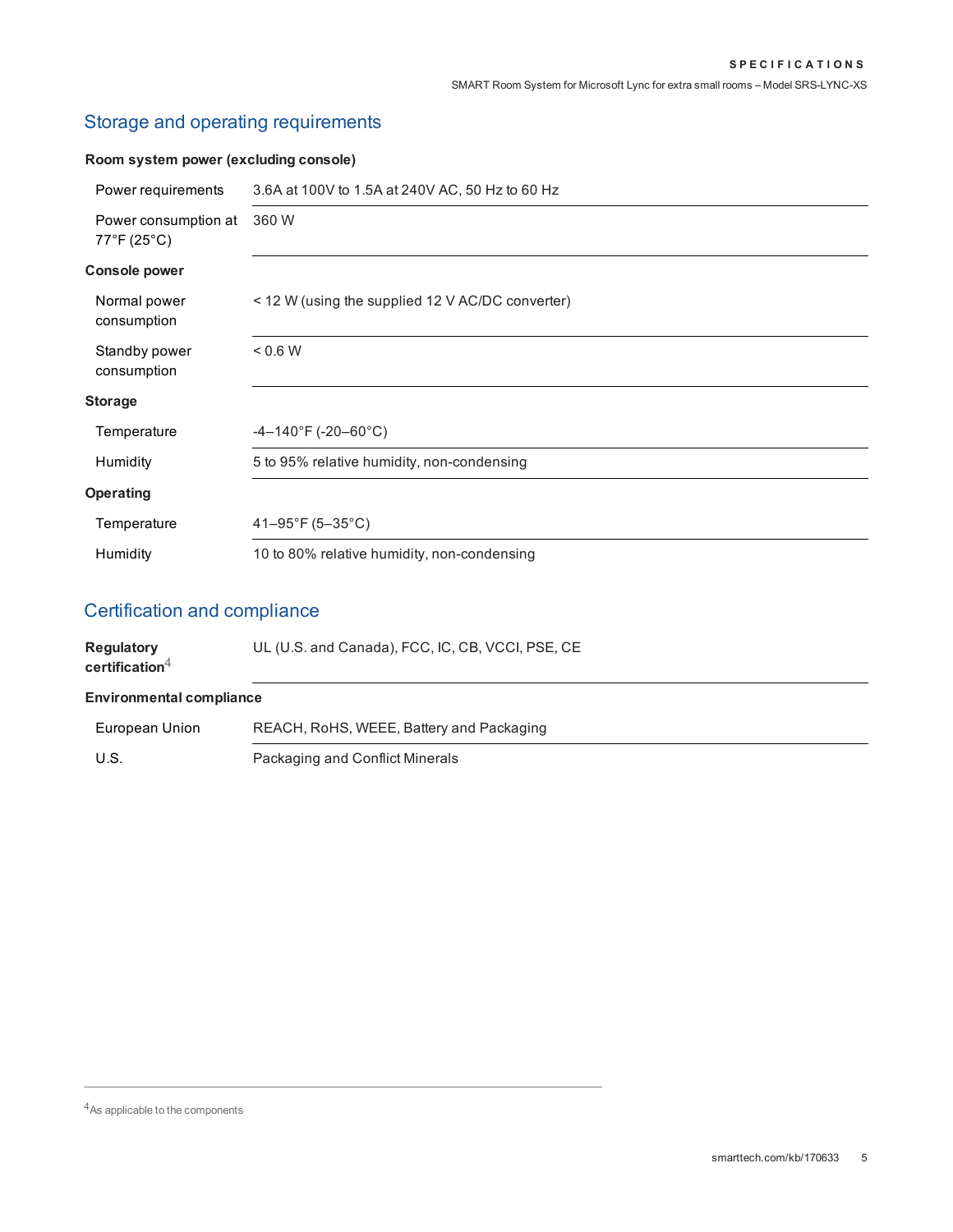## Storage and operating requirements

| Room system power (excluding console) | |
|---|---|
| Power requirements | 3.6A at 100V to 1.5A at 240V AC, 50 Hz to 60 Hz |
| Power consumption at 77°F (25°C) | 360 W |
| **Console power** | |
| Normal power consumption | < 12 W (using the supplied 12 V AC/DC converter) |
| Standby power consumption | < 0.6 W |
| **Storage** | |
| Temperature | -4–140°F (-20–60°C) |
| Humidity | 5 to 95% relative humidity, non-condensing |
| **Operating** | |
| Temperature | 41–95°F (5–35°C) |
| Humidity | 10 to 80% relative humidity, non-condensing |

## Certification and compliance

| Regulatory certification[4] | UL (U.S. and Canada), FCC, IC, CB, VCCI, PSE, CE |
|---|---|
| **Environmental compliance** | |
| European Union | REACH, RoHS, WEEE, Battery and Packaging |
| U.S. | Packaging and Conflict Minerals |

[4] As applicable to the components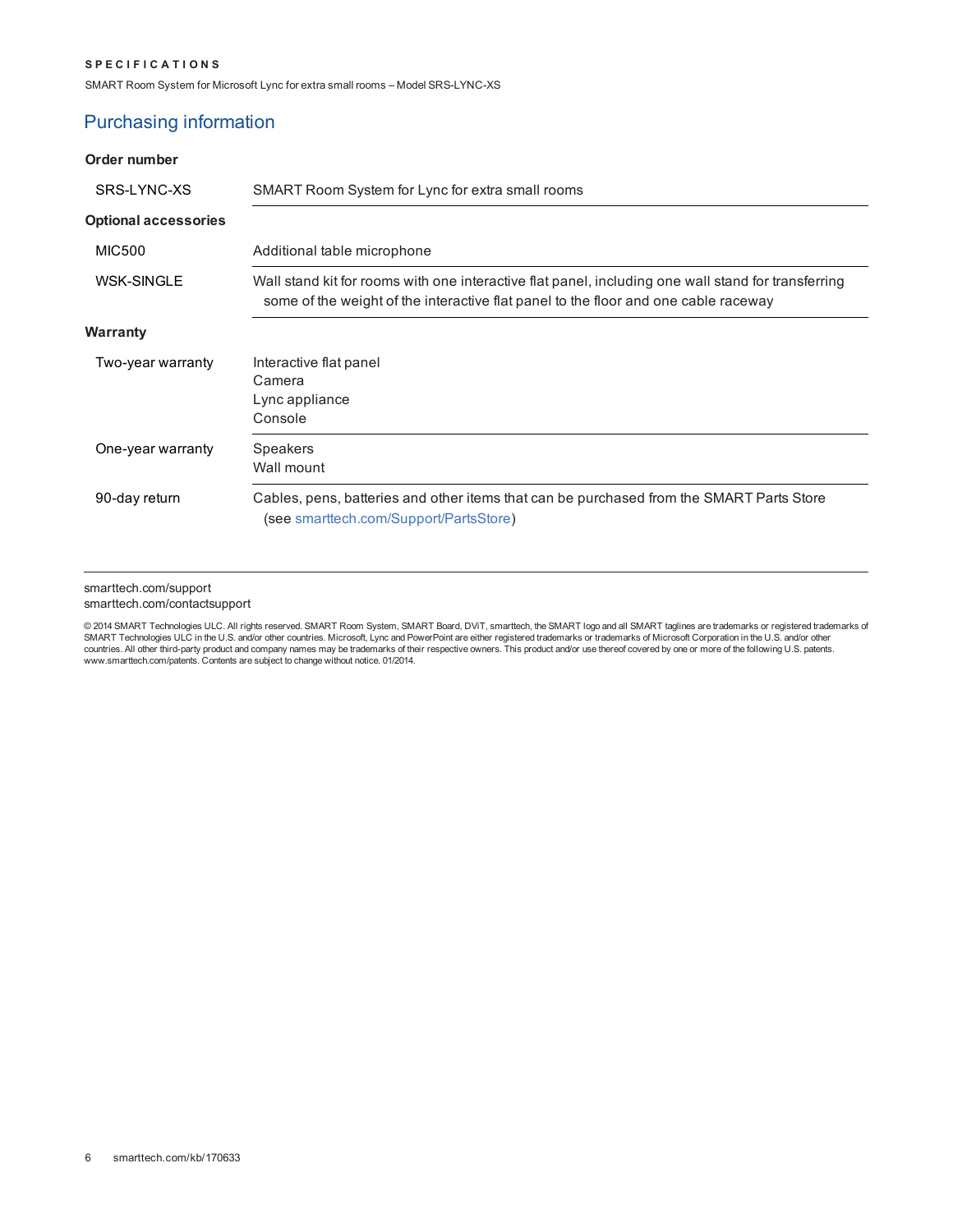## Purchasing information

### Order number

| | |
|---|---|
| SRS-LYNC-XS | SMART Room System for Lync for extra small rooms |

### Optional accessories

| | |
|---|---|
| MIC500 | Additional table microphone |
| WSK-SINGLE | Wall stand kit for rooms with one interactive flat panel, including one wall stand for transferring some of the weight of the interactive flat panel to the floor and one cable raceway |

### Warranty

| | |
|---|---|
| Two-year warranty | Interactive flat panel<br>Camera<br>Lync appliance<br>Console |
| One-year warranty | Speakers<br>Wall mount |
| 90-day return | Cables, pens, batteries and other items that can be purchased from the SMART Parts Store (see smarttech.com/Support/PartsStore) |

smarttech.com/support
smarttech.com/contactsupport

© 2014 SMART Technologies ULC. All rights reserved. SMART Room System, SMART Board, DViT, smarttech, the SMART logo and all SMART taglines are trademarks or registered trademarks of SMART Technologies ULC in the U.S. and/or other countries. Microsoft, Lync and PowerPoint are either registered trademarks or trademarks of Microsoft Corporation in the U.S. and/or other countries. All other third-party product and company names may be trademarks of their respective owners. This product and/or use thereof covered by one or more of the following U.S. patents. www.smarttech.com/patents. Contents are subject to change without notice. 01/2014.